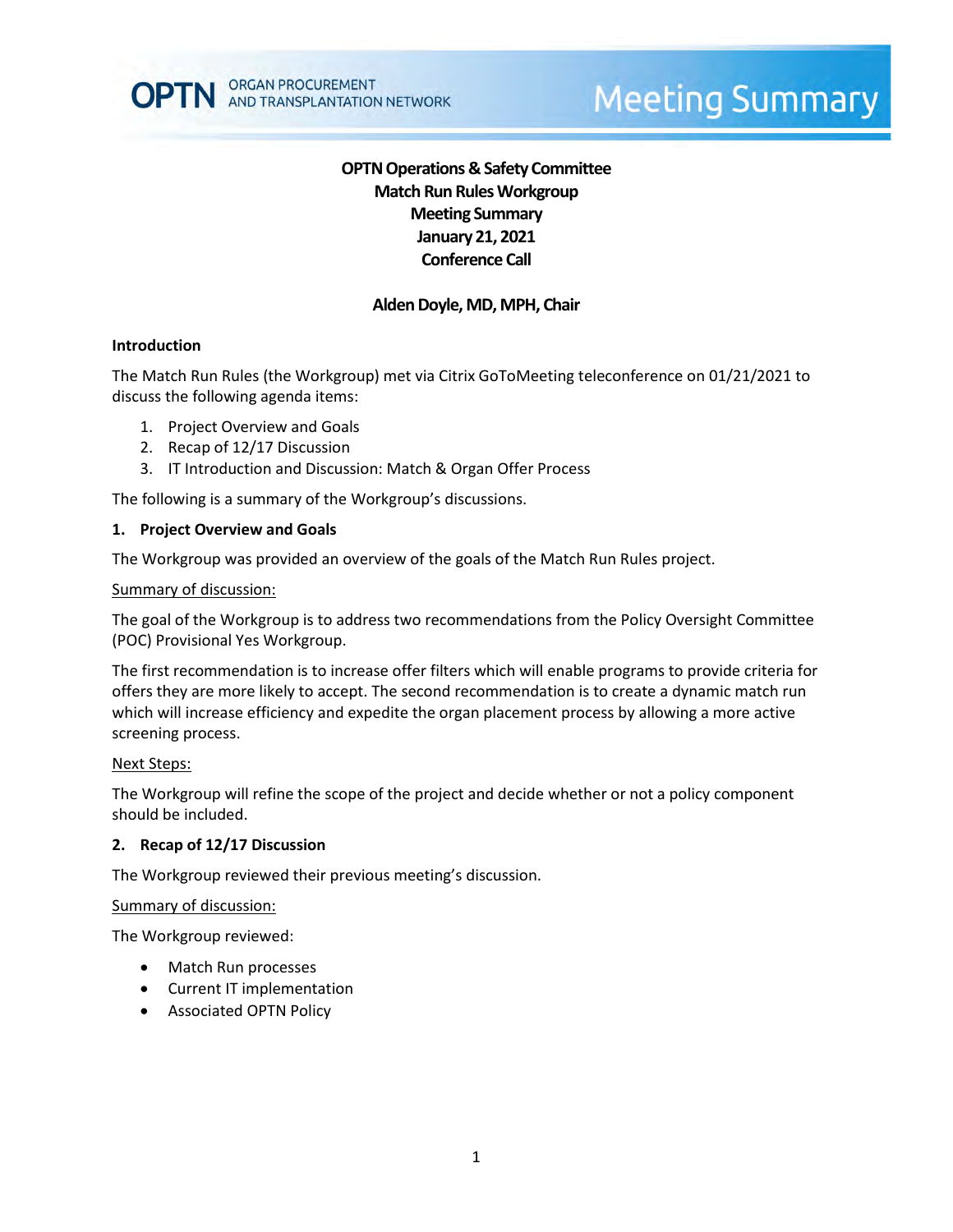**OPTN Operations & Safety Committee**
**Match Run Rules Workgroup**
**Meeting Summary**
**January 21, 2021**
**Conference Call**

**Alden Doyle, MD, MPH, Chair**

## Introduction

The Match Run Rules (the Workgroup) met via Citrix GoToMeeting teleconference on 01/21/2021 to discuss the following agenda items:

1. Project Overview and Goals
2. Recap of 12/17 Discussion
3. IT Introduction and Discussion: Match & Organ Offer Process

The following is a summary of the Workgroup's discussions.

### 1. Project Overview and Goals

The Workgroup was provided an overview of the goals of the Match Run Rules project.

Summary of discussion:

The goal of the Workgroup is to address two recommendations from the Policy Oversight Committee (POC) Provisional Yes Workgroup.

The first recommendation is to increase offer filters which will enable programs to provide criteria for offers they are more likely to accept. The second recommendation is to create a dynamic match run which will increase efficiency and expedite the organ placement process by allowing a more active screening process.

Next Steps:

The Workgroup will refine the scope of the project and decide whether or not a policy component should be included.

### 2. Recap of 12/17 Discussion

The Workgroup reviewed their previous meeting's discussion.

Summary of discussion:

The Workgroup reviewed:

- Match Run processes
- Current IT implementation
- Associated OPTN Policy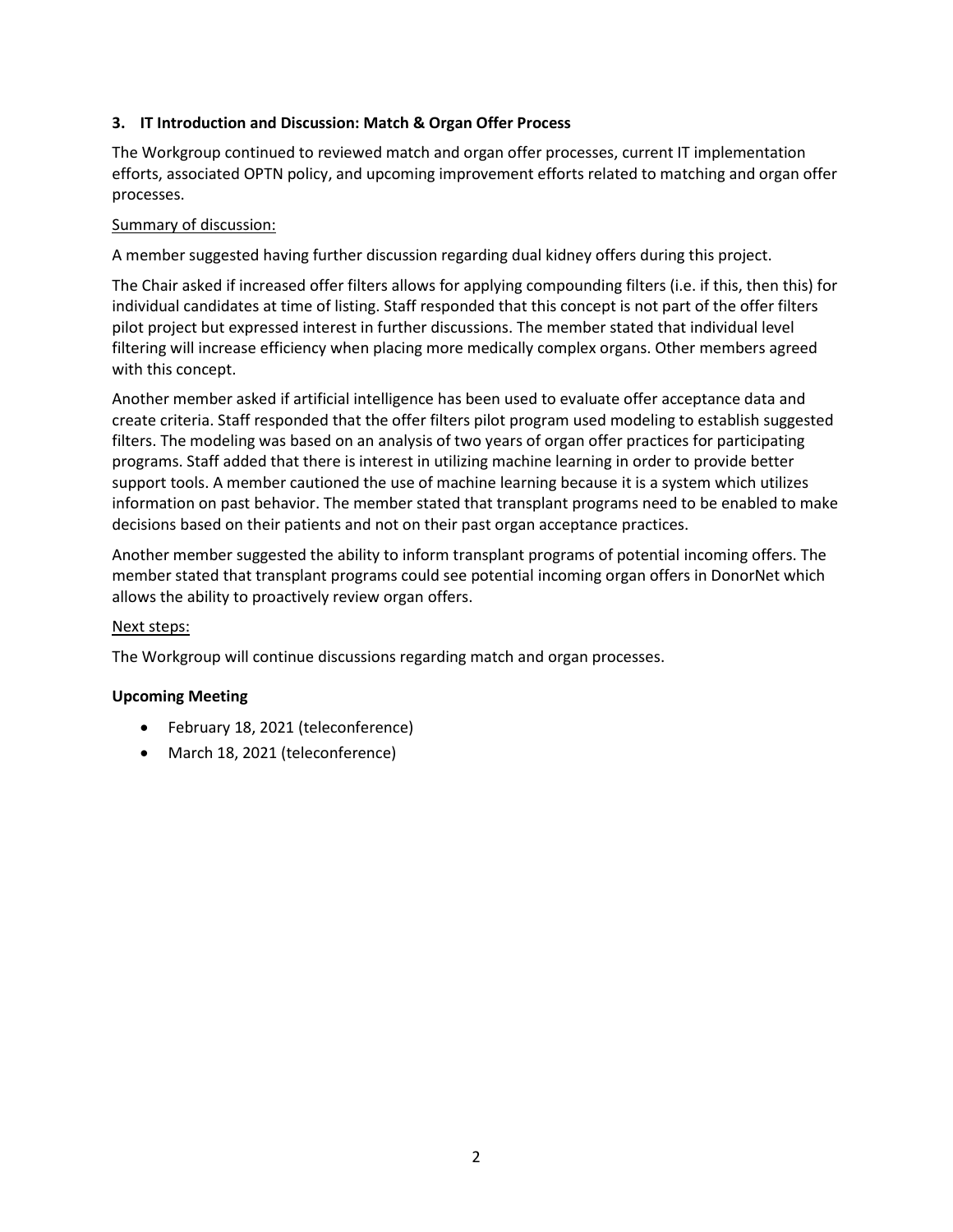### 3. IT Introduction and Discussion: Match & Organ Offer Process

The Workgroup continued to reviewed match and organ offer processes, current IT implementation efforts, associated OPTN policy, and upcoming improvement efforts related to matching and organ offer processes.

Summary of discussion:

A member suggested having further discussion regarding dual kidney offers during this project.

The Chair asked if increased offer filters allows for applying compounding filters (i.e. if this, then this) for individual candidates at time of listing. Staff responded that this concept is not part of the offer filters pilot project but expressed interest in further discussions. The member stated that individual level filtering will increase efficiency when placing more medically complex organs. Other members agreed with this concept.

Another member asked if artificial intelligence has been used to evaluate offer acceptance data and create criteria. Staff responded that the offer filters pilot program used modeling to establish suggested filters. The modeling was based on an analysis of two years of organ offer practices for participating programs. Staff added that there is interest in utilizing machine learning in order to provide better support tools. A member cautioned the use of machine learning because it is a system which utilizes information on past behavior. The member stated that transplant programs need to be enabled to make decisions based on their patients and not on their past organ acceptance practices.

Another member suggested the ability to inform transplant programs of potential incoming offers. The member stated that transplant programs could see potential incoming organ offers in DonorNet which allows the ability to proactively review organ offers.

Next steps:

The Workgroup will continue discussions regarding match and organ processes.

#### Upcoming Meeting

- February 18, 2021 (teleconference)
- March 18, 2021 (teleconference)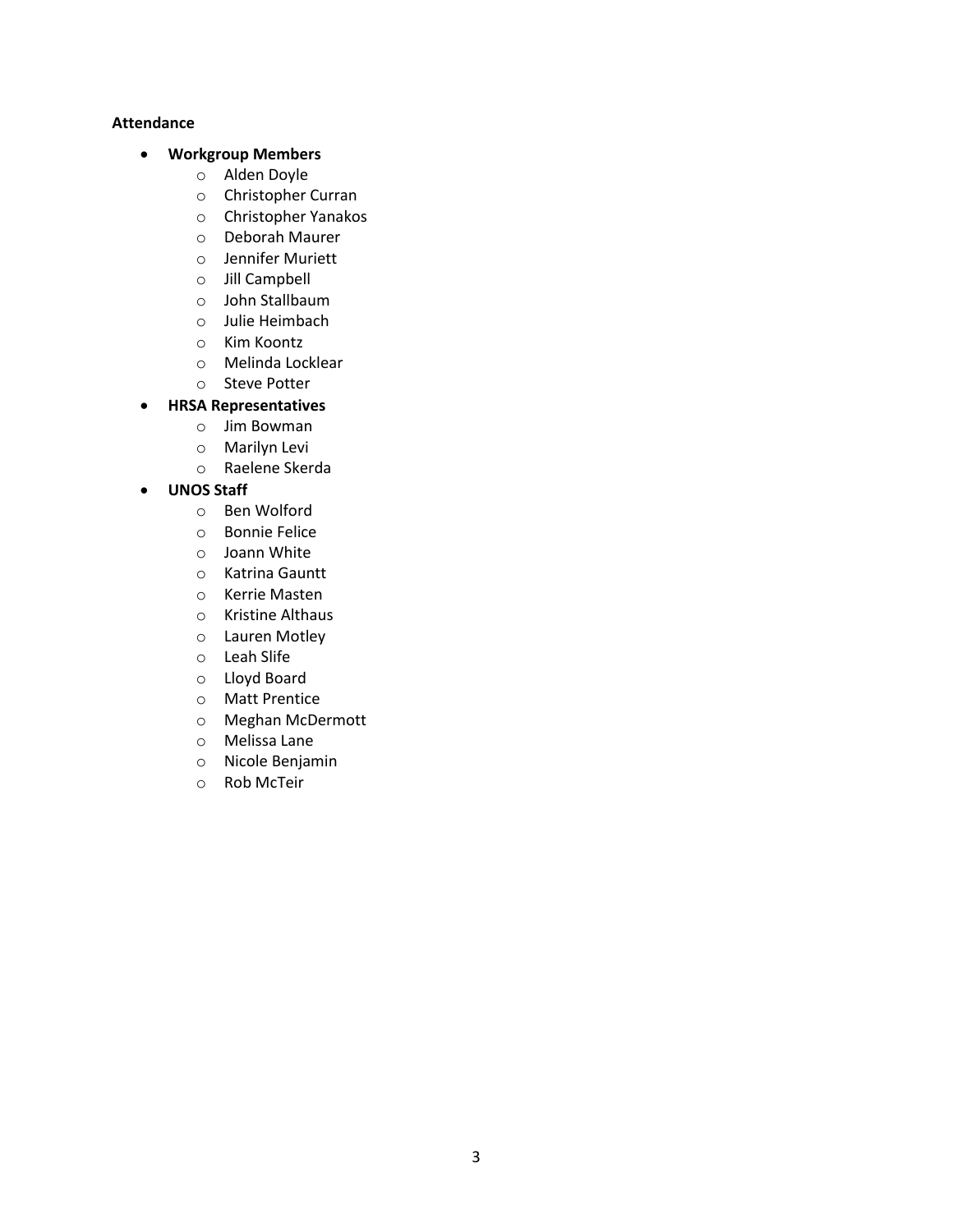**Attendance**

- **Workgroup Members**
  - Alden Doyle
  - Christopher Curran
  - Christopher Yanakos
  - Deborah Maurer
  - Jennifer Muriett
  - Jill Campbell
  - John Stallbaum
  - Julie Heimbach
  - Kim Koontz
  - Melinda Locklear
  - Steve Potter
- **HRSA Representatives**
  - Jim Bowman
  - Marilyn Levi
  - Raelene Skerda
- **UNOS Staff**
  - Ben Wolford
  - Bonnie Felice
  - Joann White
  - Katrina Gauntt
  - Kerrie Masten
  - Kristine Althaus
  - Lauren Motley
  - Leah Slife
  - Lloyd Board
  - Matt Prentice
  - Meghan McDermott
  - Melissa Lane
  - Nicole Benjamin
  - Rob McTeir